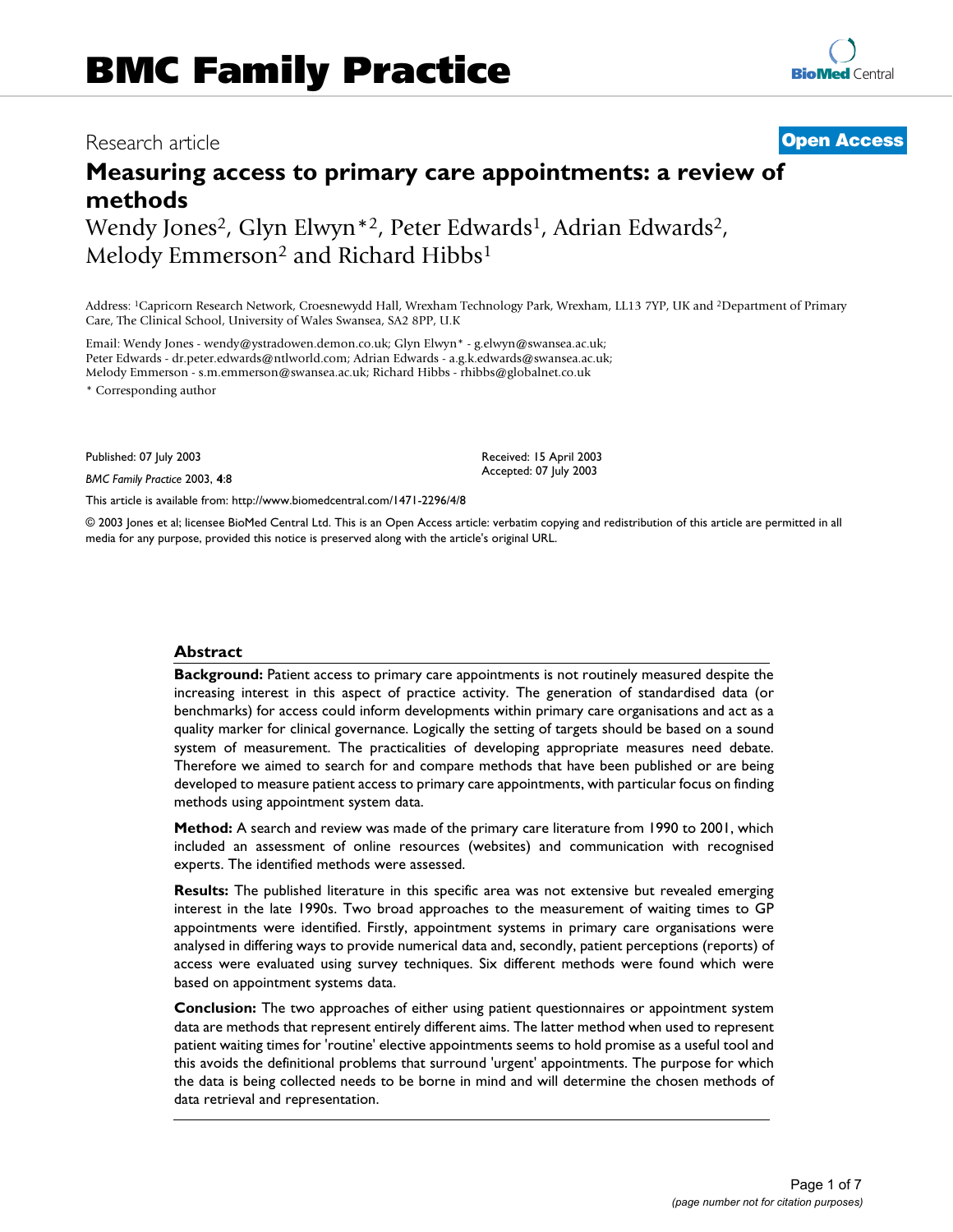# Measuring access to primary care appointments: a review of methods

Research article | Open Access

Wendy Jones[2], Glyn Elwyn*[2], Peter Edwards[1], Adrian Edwards[2], Melody Emmerson[2] and Richard Hibbs[1]

Address: [1]Capricorn Research Network, Croesnewydd Hall, Wrexham Technology Park, Wrexham, LL13 7YP, UK and [2]Department of Primary Care, The Clinical School, University of Wales Swansea, SA2 8PP, U.K

Email: Wendy Jones - wendy@ystradowen.demon.co.uk; Glyn Elwyn* - g.elwyn@swansea.ac.uk; Peter Edwards - dr.peter.edwards@ntlworld.com; Adrian Edwards - a.g.k.edwards@swansea.ac.uk; Melody Emmerson - s.m.emmerson@swansea.ac.uk; Richard Hibbs - rhibbs@globalnet.co.uk

\* Corresponding author

Published: 07 July 2003

*BMC Family Practice* 2003, **4**:8

Received: 15 April 2003
Accepted: 07 July 2003

This article is available from: http://www.biomedcentral.com/1471-2296/4/8

© 2003 Jones et al; licensee BioMed Central Ltd. This is an Open Access article: verbatim copying and redistribution of this article are permitted in all media for any purpose, provided this notice is preserved along with the article's original URL.

## Abstract

**Background:** Patient access to primary care appointments is not routinely measured despite the increasing interest in this aspect of practice activity. The generation of standardised data (or benchmarks) for access could inform developments within primary care organisations and act as a quality marker for clinical governance. Logically the setting of targets should be based on a sound system of measurement. The practicalities of developing appropriate measures need debate. Therefore we aimed to search for and compare methods that have been published or are being developed to measure patient access to primary care appointments, with particular focus on finding methods using appointment system data.

**Method:** A search and review was made of the primary care literature from 1990 to 2001, which included an assessment of online resources (websites) and communication with recognised experts. The identified methods were assessed.

**Results:** The published literature in this specific area was not extensive but revealed emerging interest in the late 1990s. Two broad approaches to the measurement of waiting times to GP appointments were identified. Firstly, appointment systems in primary care organisations were analysed in differing ways to provide numerical data and, secondly, patient perceptions (reports) of access were evaluated using survey techniques. Six different methods were found which were based on appointment systems data.

**Conclusion:** The two approaches of either using patient questionnaires or appointment system data are methods that represent entirely different aims. The latter method when used to represent patient waiting times for 'routine' elective appointments seems to hold promise as a useful tool and this avoids the definitional problems that surround 'urgent' appointments. The purpose for which the data is being collected needs to be borne in mind and will determine the chosen methods of data retrieval and representation.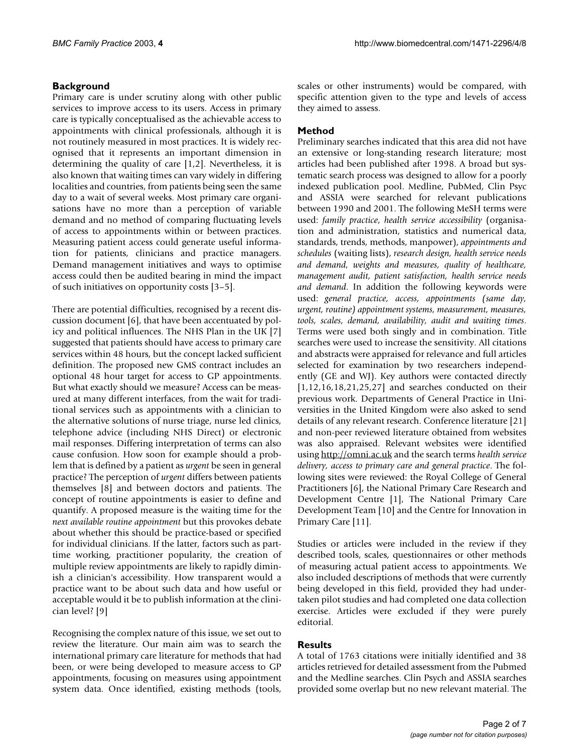## Background

Primary care is under scrutiny along with other public services to improve access to its users. Access in primary care is typically conceptualised as the achievable access to appointments with clinical professionals, although it is not routinely measured in most practices. It is widely recognised that it represents an important dimension in determining the quality of care [1,2]. Nevertheless, it is also known that waiting times can vary widely in differing localities and countries, from patients being seen the same day to a wait of several weeks. Most primary care organisations have no more than a perception of variable demand and no method of comparing fluctuating levels of access to appointments within or between practices. Measuring patient access could generate useful information for patients, clinicians and practice managers. Demand management initiatives and ways to optimise access could then be audited bearing in mind the impact of such initiatives on opportunity costs [3–5].

There are potential difficulties, recognised by a recent discussion document [6], that have been accentuated by policy and political influences. The NHS Plan in the UK [7] suggested that patients should have access to primary care services within 48 hours, but the concept lacked sufficient definition. The proposed new GMS contract includes an optional 48 hour target for access to GP appointments. But what exactly should we measure? Access can be measured at many different interfaces, from the wait for traditional services such as appointments with a clinician to the alternative solutions of nurse triage, nurse led clinics, telephone advice (including NHS Direct) or electronic mail responses. Differing interpretation of terms can also cause confusion. How soon for example should a problem that is defined by a patient as *urgent* be seen in general practice? The perception of *urgent* differs between patients themselves [8] and between doctors and patients. The concept of routine appointments is easier to define and quantify. A proposed measure is the waiting time for the *next available routine appointment* but this provokes debate about whether this should be practice-based or specified for individual clinicians. If the latter, factors such as part-time working, practitioner popularity, the creation of multiple review appointments are likely to rapidly diminish a clinician's accessibility. How transparent would a practice want to be about such data and how useful or acceptable would it be to publish information at the clinician level? [9]

Recognising the complex nature of this issue, we set out to review the literature. Our main aim was to search the international primary care literature for methods that had been, or were being developed to measure access to GP appointments, focusing on measures using appointment system data. Once identified, existing methods (tools, scales or other instruments) would be compared, with specific attention given to the type and levels of access they aimed to assess.

## Method

Preliminary searches indicated that this area did not have an extensive or long-standing research literature; most articles had been published after 1998. A broad but systematic search process was designed to allow for a poorly indexed publication pool. Medline, PubMed, Clin Psyc and ASSIA were searched for relevant publications between 1990 and 2001. The following MeSH terms were used: *family practice, health service accessibility* (organisation and administration, statistics and numerical data, standards, trends, methods, manpower), *appointments and schedules* (waiting lists), *research design, health service needs and demand, weights and measures, quality of healthcare, management audit, patient satisfaction, health service needs and demand*. In addition the following keywords were used: *general practice, access, appointments (same day, urgent, routine) appointment systems, measurement, measures, tools, scales, demand, availability, audit and waiting times*. Terms were used both singly and in combination. Title searches were used to increase the sensitivity. All citations and abstracts were appraised for relevance and full articles selected for examination by two researchers independently (GE and WJ). Key authors were contacted directly [1,12,16,18,21,25,27] and searches conducted on their previous work. Departments of General Practice in Universities in the United Kingdom were also asked to send details of any relevant research. Conference literature [21] and non-peer reviewed literature obtained from websites was also appraised. Relevant websites were identified using http://omni.ac.uk and the search terms *health service delivery, access to primary care and general practice*. The following sites were reviewed: the Royal College of General Practitioners [6], the National Primary Care Research and Development Centre [1], The National Primary Care Development Team [10] and the Centre for Innovation in Primary Care [11].

Studies or articles were included in the review if they described tools, scales, questionnaires or other methods of measuring actual patient access to appointments. We also included descriptions of methods that were currently being developed in this field, provided they had undertaken pilot studies and had completed one data collection exercise. Articles were excluded if they were purely editorial.

## Results

A total of 1763 citations were initially identified and 38 articles retrieved for detailed assessment from the Pubmed and the Medline searches. Clin Psych and ASSIA searches provided some overlap but no new relevant material. The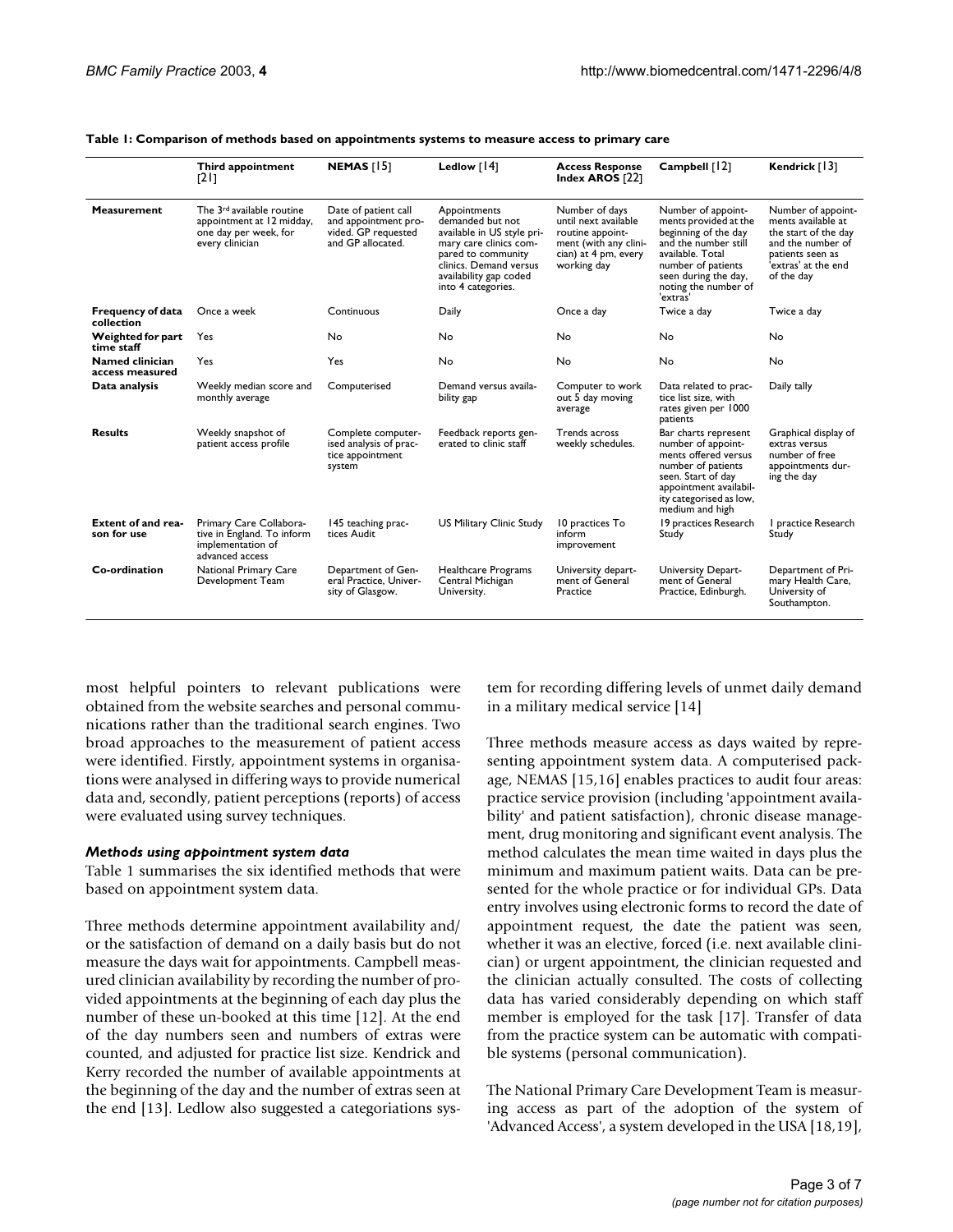**Table 1: Comparison of methods based on appointments systems to measure access to primary care**

| | Third appointment [21] | NEMAS [15] | Ledlow [14] | Access Response Index AROS [22] | Campbell [12] | Kendrick [13] |
|---|---|---|---|---|---|---|
| **Measurement** | The 3rd available routine appointment at 12 midday, one day per week, for every clinician | Date of patient call and appointment provided. GP requested and GP allocated. | Appointments demanded but not available in US style primary care clinics compared to community clinics. Demand versus availability gap coded into 4 categories. | Number of days until next available routine appointment (with any clinician) at 4 pm, every working day | Number of appointments provided at the beginning of the day and the number still available. Total number of patients seen during the day, noting the number of 'extras' | Number of appointments available at the start of the day and the number of patients seen as 'extras' at the end of the day |
| **Frequency of data collection** | Once a week | Continuous | Daily | Once a day | Twice a day | Twice a day |
| **Weighted for part time staff** | Yes | No | No | No | No | No |
| **Named clinician access measured** | Yes | Yes | No | No | No | No |
| **Data analysis** | Weekly median score and monthly average | Computerised | Demand versus availability gap | Computer to work out 5 day moving average | Data related to practice list size, with rates given per 1000 patients | Daily tally |
| **Results** | Weekly snapshot of patient access profile | Complete computerised analysis of practice appointment system | Feedback reports generated to clinic staff | Trends across weekly schedules. | Bar charts represent number of appointments offered versus number of patients seen. Start of day appointment availability categorised as low, medium and high | Graphical display of extras versus number of free appointments during the day |
| **Extent of and reason for use** | Primary Care Collaborative in England. To inform implementation of advanced access | 145 teaching practices Audit | US Military Clinic Study | 10 practices To inform improvement | 19 practices Research Study | 1 practice Research Study |
| **Co-ordination** | National Primary Care Development Team | Department of General Practice, University of Glasgow. | Healthcare Programs Central Michigan University. | University department of General Practice | University Department of General Practice, Edinburgh. | Department of Primary Health Care, University of Southampton. |

most helpful pointers to relevant publications were obtained from the website searches and personal communications rather than the traditional search engines. Two broad approaches to the measurement of patient access were identified. Firstly, appointment systems in organisations were analysed in differing ways to provide numerical data and, secondly, patient perceptions (reports) of access were evaluated using survey techniques.

### *Methods using appointment system data*

Table 1 summarises the six identified methods that were based on appointment system data.

Three methods determine appointment availability and/or the satisfaction of demand on a daily basis but do not measure the days wait for appointments. Campbell measured clinician availability by recording the number of provided appointments at the beginning of each day plus the number of these un-booked at this time [12]. At the end of the day numbers seen and numbers of extras were counted, and adjusted for practice list size. Kendrick and Kerry recorded the number of available appointments at the beginning of the day and the number of extras seen at the end [13]. Ledlow also suggested a categoriations system for recording differing levels of unmet daily demand in a military medical service [14]

Three methods measure access as days waited by representing appointment system data. A computerised package, NEMAS [15,16] enables practices to audit four areas: practice service provision (including 'appointment availability' and patient satisfaction), chronic disease management, drug monitoring and significant event analysis. The method calculates the mean time waited in days plus the minimum and maximum patient waits. Data can be presented for the whole practice or for individual GPs. Data entry involves using electronic forms to record the date of appointment request, the date the patient was seen, whether it was an elective, forced (i.e. next available clinician) or urgent appointment, the clinician requested and the clinician actually consulted. The costs of collecting data has varied considerably depending on which staff member is employed for the task [17]. Transfer of data from the practice system can be automatic with compatible systems (personal communication).

The National Primary Care Development Team is measuring access as part of the adoption of the system of 'Advanced Access', a system developed in the USA [18,19],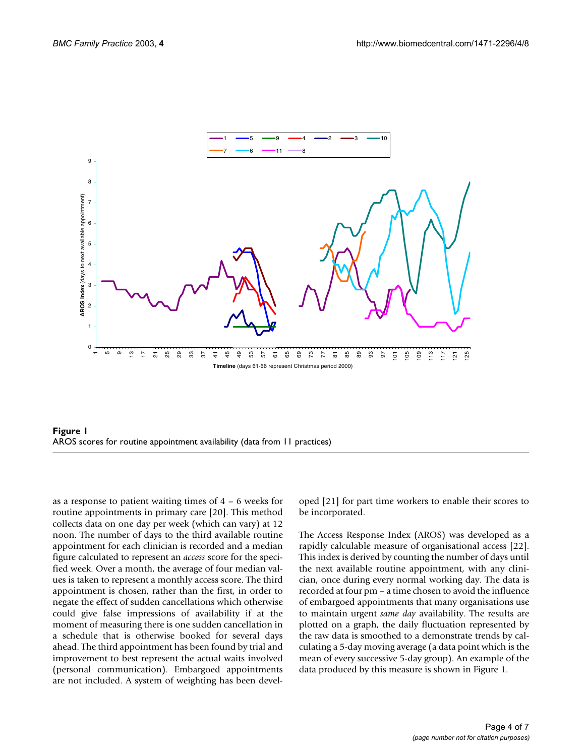**Figure 1**
AROS scores for routine appointment availability (data from 11 practices)

as a response to patient waiting times of 4 – 6 weeks for routine appointments in primary care [20]. This method collects data on one day per week (which can vary) at 12 noon. The number of days to the third available routine appointment for each clinician is recorded and a median figure calculated to represent an *access* score for the specified week. Over a month, the average of four median values is taken to represent a monthly access score. The third appointment is chosen, rather than the first, in order to negate the effect of sudden cancellations which otherwise could give false impressions of availability if at the moment of measuring there is one sudden cancellation in a schedule that is otherwise booked for several days ahead. The third appointment has been found by trial and improvement to best represent the actual waits involved (personal communication). Embargoed appointments are not included. A system of weighting has been developed [21] for part time workers to enable their scores to be incorporated.

The Access Response Index (AROS) was developed as a rapidly calculable measure of organisational access [22]. This index is derived by counting the number of days until the next available routine appointment, with any clinician, once during every normal working day. The data is recorded at four pm – a time chosen to avoid the influence of embargoed appointments that many organisations use to maintain urgent *same day* availability. The results are plotted on a graph, the daily fluctuation represented by the raw data is smoothed to a demonstrate trends by calculating a 5-day moving average (a data point which is the mean of every successive 5-day group). An example of the data produced by this measure is shown in Figure 1.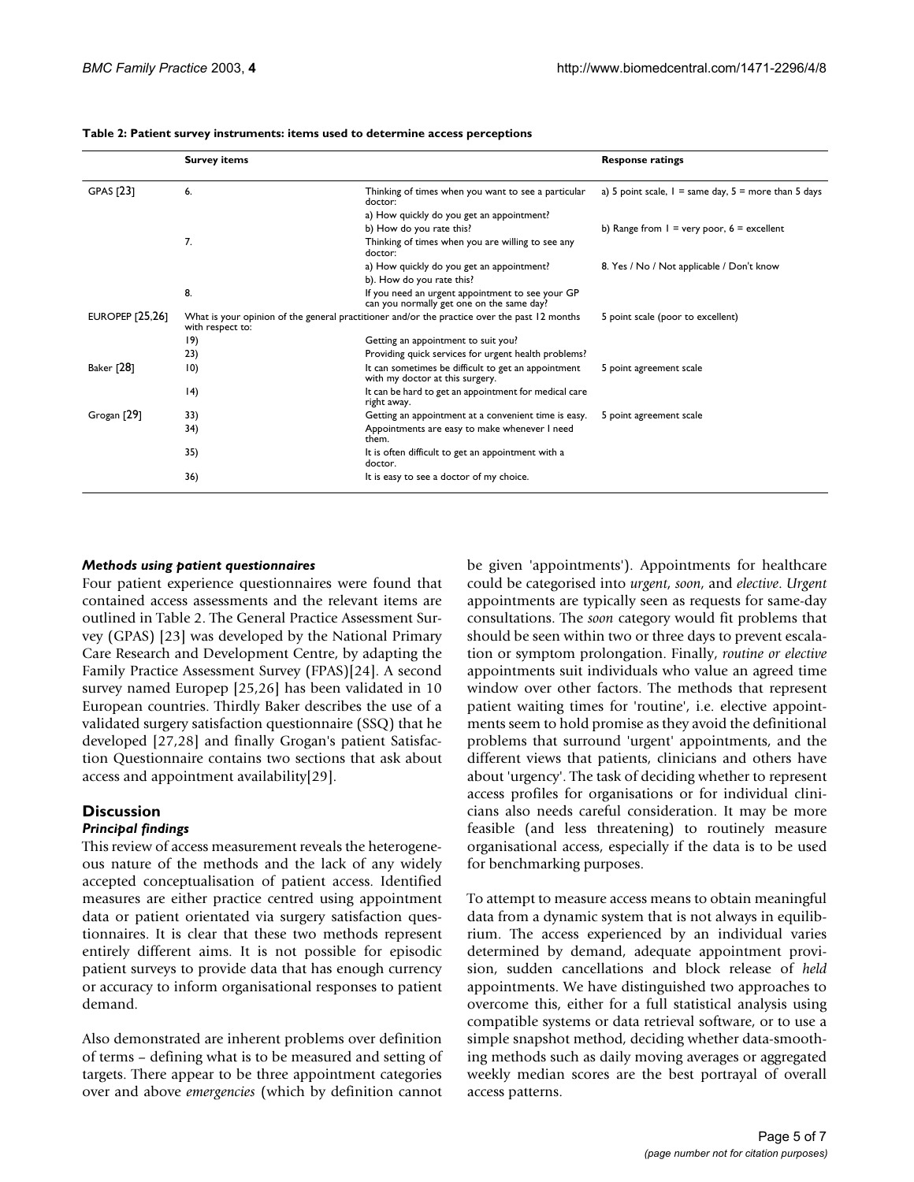**Table 2: Patient survey instruments: items used to determine access perceptions**

| | Survey items | | Response ratings |
|---|---|---|---|
| GPAS [23] | 6. | Thinking of times when you want to see a particular doctor: | a) 5 point scale, 1 = same day, 5 = more than 5 days |
| | | a) How quickly do you get an appointment? | |
| | | b) How do you rate this? | b) Range from 1 = very poor, 6 = excellent |
| | 7. | Thinking of times when you are willing to see any doctor: | |
| | | a) How quickly do you get an appointment? | 8. Yes / No / Not applicable / Don't know |
| | | b). How do you rate this? | |
| | 8. | If you need an urgent appointment to see your GP can you normally get one on the same day? | |
| EUROPEP [25,26] | What is your opinion of the general practitioner and/or the practice over the past 12 months with respect to: | | 5 point scale (poor to excellent) |
| | 19) | Getting an appointment to suit you? | |
| | 23) | Providing quick services for urgent health problems? | |
| Baker [28] | 10) | It can sometimes be difficult to get an appointment with my doctor at this surgery. | 5 point agreement scale |
| | 14) | It can be hard to get an appointment for medical care right away. | |
| Grogan [29] | 33) | Getting an appointment at a convenient time is easy. | 5 point agreement scale |
| | 34) | Appointments are easy to make whenever I need them. | |
| | 35) | It is often difficult to get an appointment with a doctor. | |
| | 36) | It is easy to see a doctor of my choice. | |

### *Methods using patient questionnaires*

Four patient experience questionnaires were found that contained access assessments and the relevant items are outlined in Table 2. The General Practice Assessment Survey (GPAS) [23] was developed by the National Primary Care Research and Development Centre, by adapting the Family Practice Assessment Survey (FPAS)[24]. A second survey named Europep [25,26] has been validated in 10 European countries. Thirdly Baker describes the use of a validated surgery satisfaction questionnaire (SSQ) that he developed [27,28] and finally Grogan's patient Satisfaction Questionnaire contains two sections that ask about access and appointment availability[29].

## Discussion

### *Principal findings*

This review of access measurement reveals the heterogeneous nature of the methods and the lack of any widely accepted conceptualisation of patient access. Identified measures are either practice centred using appointment data or patient orientated via surgery satisfaction questionnaires. It is clear that these two methods represent entirely different aims. It is not possible for episodic patient surveys to provide data that has enough currency or accuracy to inform organisational responses to patient demand.

Also demonstrated are inherent problems over definition of terms – defining what is to be measured and setting of targets. There appear to be three appointment categories over and above *emergencies* (which by definition cannot be given 'appointments'). Appointments for healthcare could be categorised into *urgent*, *soon*, and *elective*. *Urgent* appointments are typically seen as requests for same-day consultations. The *soon* category would fit problems that should be seen within two or three days to prevent escalation or symptom prolongation. Finally, *routine or elective* appointments suit individuals who value an agreed time window over other factors. The methods that represent patient waiting times for 'routine', i.e. elective appointments seem to hold promise as they avoid the definitional problems that surround 'urgent' appointments, and the different views that patients, clinicians and others have about 'urgency'. The task of deciding whether to represent access profiles for organisations or for individual clinicians also needs careful consideration. It may be more feasible (and less threatening) to routinely measure organisational access, especially if the data is to be used for benchmarking purposes.

To attempt to measure access means to obtain meaningful data from a dynamic system that is not always in equilibrium. The access experienced by an individual varies determined by demand, adequate appointment provision, sudden cancellations and block release of *held* appointments. We have distinguished two approaches to overcome this, either for a full statistical analysis using compatible systems or data retrieval software, or to use a simple snapshot method, deciding whether data-smoothing methods such as daily moving averages or aggregated weekly median scores are the best portrayal of overall access patterns.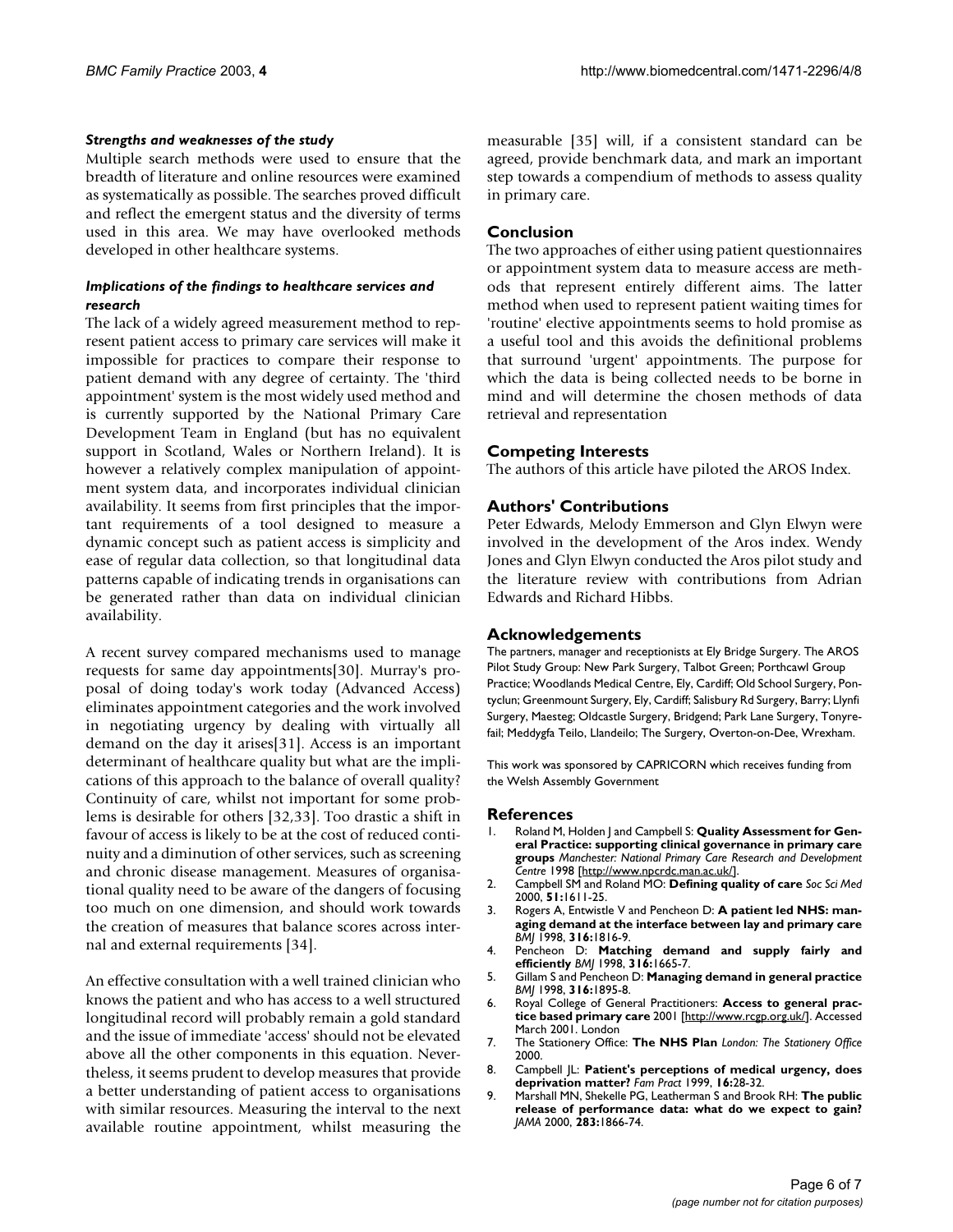### *Strengths and weaknesses of the study*

Multiple search methods were used to ensure that the breadth of literature and online resources were examined as systematically as possible. The searches proved difficult and reflect the emergent status and the diversity of terms used in this area. We may have overlooked methods developed in other healthcare systems.

### *Implications of the findings to healthcare services and research*

The lack of a widely agreed measurement method to represent patient access to primary care services will make it impossible for practices to compare their response to patient demand with any degree of certainty. The 'third appointment' system is the most widely used method and is currently supported by the National Primary Care Development Team in England (but has no equivalent support in Scotland, Wales or Northern Ireland). It is however a relatively complex manipulation of appointment system data, and incorporates individual clinician availability. It seems from first principles that the important requirements of a tool designed to measure a dynamic concept such as patient access is simplicity and ease of regular data collection, so that longitudinal data patterns capable of indicating trends in organisations can be generated rather than data on individual clinician availability.

A recent survey compared mechanisms used to manage requests for same day appointments[30]. Murray's proposal of doing today's work today (Advanced Access) eliminates appointment categories and the work involved in negotiating urgency by dealing with virtually all demand on the day it arises[31]. Access is an important determinant of healthcare quality but what are the implications of this approach to the balance of overall quality? Continuity of care, whilst not important for some problems is desirable for others [32,33]. Too drastic a shift in favour of access is likely to be at the cost of reduced continuity and a diminution of other services, such as screening and chronic disease management. Measures of organisational quality need to be aware of the dangers of focusing too much on one dimension, and should work towards the creation of measures that balance scores across internal and external requirements [34].

An effective consultation with a well trained clinician who knows the patient and who has access to a well structured longitudinal record will probably remain a gold standard and the issue of immediate 'access' should not be elevated above all the other components in this equation. Nevertheless, it seems prudent to develop measures that provide a better understanding of patient access to organisations with similar resources. Measuring the interval to the next available routine appointment, whilst measuring the measurable [35] will, if a consistent standard can be agreed, provide benchmark data, and mark an important step towards a compendium of methods to assess quality in primary care.

## Conclusion

The two approaches of either using patient questionnaires or appointment system data to measure access are methods that represent entirely different aims. The latter method when used to represent patient waiting times for 'routine' elective appointments seems to hold promise as a useful tool and this avoids the definitional problems that surround 'urgent' appointments. The purpose for which the data is being collected needs to be borne in mind and will determine the chosen methods of data retrieval and representation

## Competing Interests

The authors of this article have piloted the AROS Index.

## Authors' Contributions

Peter Edwards, Melody Emmerson and Glyn Elwyn were involved in the development of the Aros index. Wendy Jones and Glyn Elwyn conducted the Aros pilot study and the literature review with contributions from Adrian Edwards and Richard Hibbs.

## Acknowledgements

The partners, manager and receptionists at Ely Bridge Surgery. The AROS Pilot Study Group: New Park Surgery, Talbot Green; Porthcawl Group Practice; Woodlands Medical Centre, Ely, Cardiff; Old School Surgery, Pontyclun; Greenmount Surgery, Ely, Cardiff; Salisbury Rd Surgery, Barry; Llynfi Surgery, Maesteg; Oldcastle Surgery, Bridgend; Park Lane Surgery, Tonyrefail; Meddygfa Teilo, Llandeilo; The Surgery, Overton-on-Dee, Wrexham.

This work was sponsored by CAPRICORN which receives funding from the Welsh Assembly Government

## References

1. Roland M, Holden J and Campbell S: **Quality Assessment for General Practice: supporting clinical governance in primary care groups** *Manchester: National Primary Care Research and Development Centre* 1998 [http://www.npcrdc.man.ac.uk/].
2. Campbell SM and Roland MO: **Defining quality of care** *Soc Sci Med* 2000, **51:**1611-25.
3. Rogers A, Entwistle V and Pencheon D: **A patient led NHS: managing demand at the interface between lay and primary care** *BMJ* 1998, **316:**1816-9.
4. Pencheon D: **Matching demand and supply fairly and efficiently** *BMJ* 1998, **316:**1665-7.
5. Gillam S and Pencheon D: **Managing demand in general practice** *BMJ* 1998, **316:**1895-8.
6. Royal College of General Practitioners: **Access to general practice based primary care** 2001 [http://www.rcgp.org.uk/]. Accessed March 2001. London
7. The Stationery Office: **The NHS Plan** *London: The Stationery Office* 2000.
8. Campbell JL: **Patient's perceptions of medical urgency, does deprivation matter?** *Fam Pract* 1999, **16:**28-32.
9. Marshall MN, Shekelle PG, Leatherman S and Brook RH: **The public release of performance data: what do we expect to gain?** *JAMA* 2000, **283:**1866-74.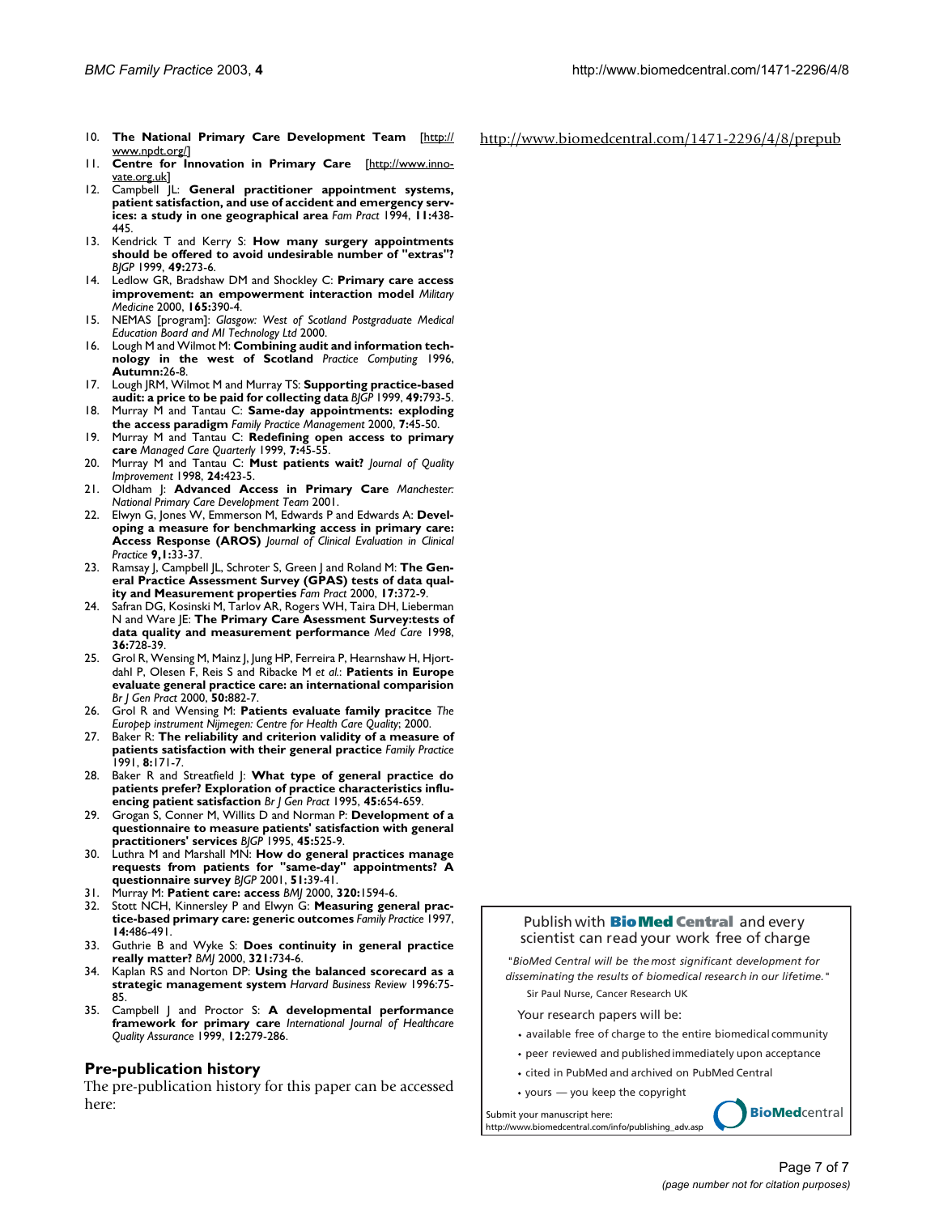10. **The National Primary Care Development Team** [http://www.npdt.org/]
11. **Centre for Innovation in Primary Care** [http://www.innovate.org.uk]
12. Campbell JL: **General practitioner appointment systems, patient satisfaction, and use of accident and emergency services: a study in one geographical area** *Fam Pract* 1994, **11:**438-445.
13. Kendrick T and Kerry S: **How many surgery appointments should be offered to avoid undesirable number of "extras"?** *BJGP* 1999, **49:**273-6.
14. Ledlow GR, Bradshaw DM and Shockley C: **Primary care access improvement: an empowerment interaction model** *Military Medicine* 2000, **165:**390-4.
15. NEMAS [program]: *Glasgow: West of Scotland Postgraduate Medical Education Board and MI Technology Ltd* 2000.
16. Lough M and Wilmot M: **Combining audit and information technology in the west of Scotland** *Practice Computing* 1996, **Autumn:**26-8.
17. Lough JRM, Wilmot M and Murray TS: **Supporting practice-based audit: a price to be paid for collecting data** *BJGP* 1999, **49:**793-5.
18. Murray M and Tantau C: **Same-day appointments: exploding the access paradigm** *Family Practice Management* 2000, **7:**45-50.
19. Murray M and Tantau C: **Redefining open access to primary care** *Managed Care Quarterly* 1999, **7:**45-55.
20. Murray M and Tantau C: **Must patients wait?** *Journal of Quality Improvement* 1998, **24:**423-5.
21. Oldham J: **Advanced Access in Primary Care** *Manchester: National Primary Care Development Team* 2001.
22. Elwyn G, Jones W, Emmerson M, Edwards P and Edwards A: **Developing a measure for benchmarking access in primary care: Access Response (AROS)** *Journal of Clinical Evaluation in Clinical Practice* **9,1:**33-37.
23. Ramsay J, Campbell JL, Schroter S, Green J and Roland M: **The General Practice Assessment Survey (GPAS) tests of data quality and Measurement properties** *Fam Pract* 2000, **17:**372-9.
24. Safran DG, Kosinski M, Tarlov AR, Rogers WH, Taira DH, Lieberman N and Ware JE: **The Primary Care Asessment Survey:tests of data quality and measurement performance** *Med Care* 1998, **36:**728-39.
25. Grol R, Wensing M, Mainz J, Jung HP, Ferreira P, Hearnshaw H, Hjortdahl P, Olesen F, Reis S and Ribacke M *et al.*: **Patients in Europe evaluate general practice care: an international comparision** *Br J Gen Pract* 2000, **50:**882-7.
26. Grol R and Wensing M: **Patients evaluate family pracitce** *The Europep instrument Nijmegen: Centre for Health Care Quality*; 2000.
27. Baker R: **The reliability and criterion validity of a measure of patients satisfaction with their general practice** *Family Practice* 1991, **8:**171-7.
28. Baker R and Streatfield J: **What type of general practice do patients prefer? Exploration of practice characteristics influencing patient satisfaction** *Br J Gen Pract* 1995, **45:**654-659.
29. Grogan S, Conner M, Willits D and Norman P: **Development of a questionnaire to measure patients' satisfaction with general practitioners' services** *BJGP* 1995, **45:**525-9.
30. Luthra M and Marshall MN: **How do general practices manage requests from patients for "same-day" appointments? A questionnaire survey** *BJGP* 2001, **51:**39-41.
31. Murray M: **Patient care: access** *BMJ* 2000, **320:**1594-6.
32. Stott NCH, Kinnersley P and Elwyn G: **Measuring general practice-based primary care: generic outcomes** *Family Practice* 1997, **14:**486-491.
33. Guthrie B and Wyke S: **Does continuity in general practice really matter?** *BMJ* 2000, **321:**734-6.
34. Kaplan RS and Norton DP: **Using the balanced scorecard as a strategic management system** *Harvard Business Review* 1996:75-85.
35. Campbell J and Proctor S: **A developmental performance framework for primary care** *International Journal of Healthcare Quality Assurance* 1999, **12:**279-286.

## Pre-publication history

The pre-publication history for this paper can be accessed here:

http://www.biomedcentral.com/1471-2296/4/8/prepub

Publish with **BioMed Central** and every scientist can read your work free of charge

*"BioMed Central will be the most significant development for disseminating the results of biomedical research in our lifetime."*
Sir Paul Nurse, Cancer Research UK

Your research papers will be:

- available free of charge to the entire biomedical community
- peer reviewed and published immediately upon acceptance
- cited in PubMed and archived on PubMed Central
- yours — you keep the copyright

Submit your manuscript here:
http://www.biomedcentral.com/info/publishing_adv.asp

BioMedcentral